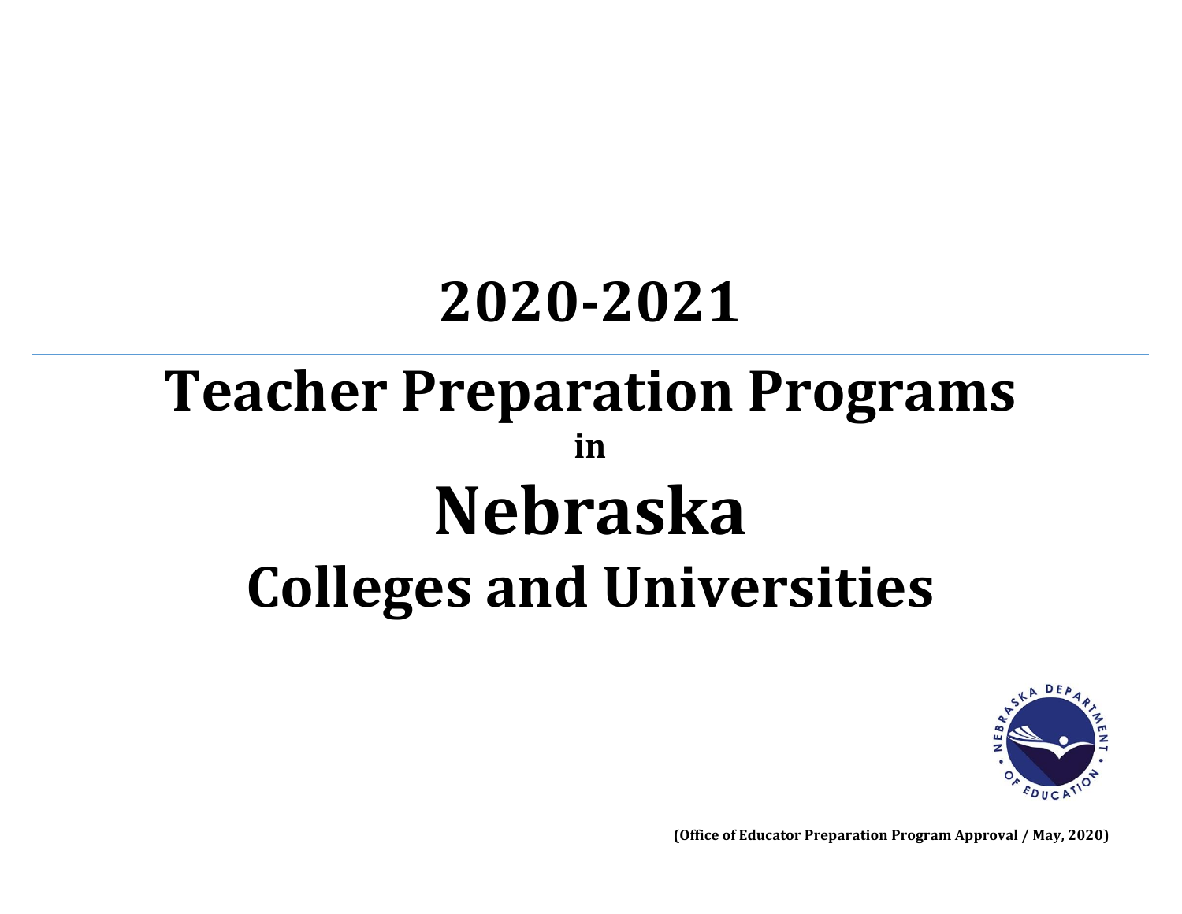# 2020-2021

---

# Teacher Preparation Programs

**in**

# Nebraska

# Colleges and Universities

**(Office of Educator Preparation Program Approval / May, 2020)**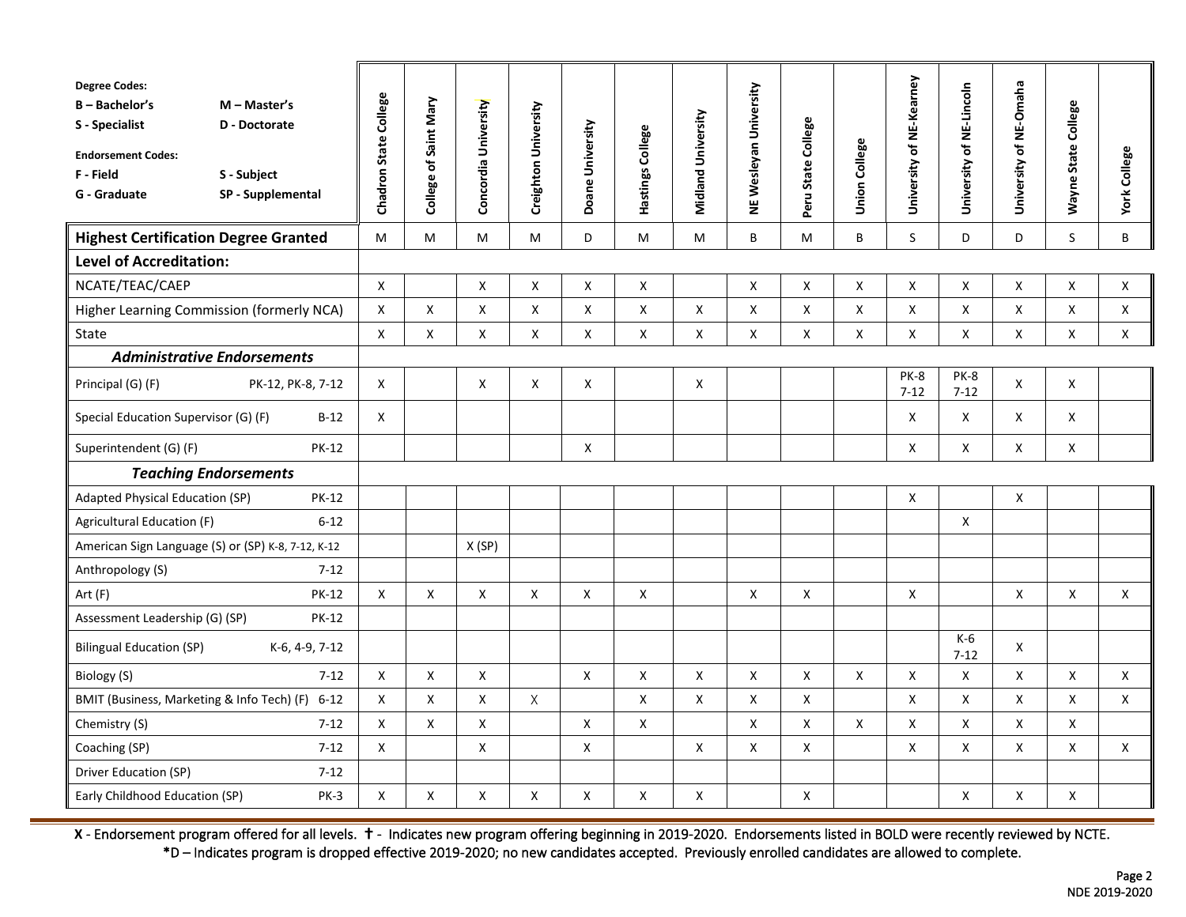**Degree Codes:**
**B – Bachelor's** **M – Master's**
**S - Specialist** **D - Doctorate**

**Endorsement Codes:**
**F - Field** **S - Subject**
**G - Graduate** **SP - Supplemental**

| | Chadron State College | College of Saint Mary | Concordia University | Creighton University | Doane University | Hastings College | Midland University | NE Wesleyan University | Peru State College | Union College | University of NE-Kearney | University of NE-Lincoln | University of NE-Omaha | Wayne State College | York College |
|---|---|---|---|---|---|---|---|---|---|---|---|---|---|---|---|
| **Highest Certification Degree Granted** | M | M | M | M | D | M | M | B | M | B | S | D | D | S | B |
| **Level of Accreditation:** | | | | | | | | | | | | | | | |
| NCATE/TEAC/CAEP | X | | X | X | X | X | | X | X | X | X | X | X | X | X |
| Higher Learning Commission (formerly NCA) | X | X | X | X | X | X | X | X | X | X | X | X | X | X | X |
| State | X | X | X | X | X | X | X | X | X | X | X | X | X | X | X |
| ***Administrative Endorsements*** | | | | | | | | | | | | | | | |
| Principal (G) (F) PK-12, PK-8, 7-12 | X | | X | X | X | | X | | | | PK-8 7-12 | PK-8 7-12 | X | X | |
| Special Education Supervisor (G) (F) B-12 | X | | | | | | | | | | X | X | X | X | |
| Superintendent (G) (F) PK-12 | | | | | X | | | | | | X | X | X | X | |
| ***Teaching Endorsements*** | | | | | | | | | | | | | | | |
| Adapted Physical Education (SP) PK-12 | | | | | | | | | | | X | | X | | |
| Agricultural Education (F) 6-12 | | | | | | | | | | | | X | | | |
| American Sign Language (S) or (SP) K-8, 7-12, K-12 | | | X (SP) | | | | | | | | | | | | |
| Anthropology (S) 7-12 | | | | | | | | | | | | | | | |
| Art (F) PK-12 | X | X | X | X | X | X | | X | X | | X | | X | X | X |
| Assessment Leadership (G) (SP) PK-12 | | | | | | | | | | | | | | | |
| Bilingual Education (SP) K-6, 4-9, 7-12 | | | | | | | | | | | | K-6 7-12 | X | | |
| Biology (S) 7-12 | X | X | X | | X | X | X | X | X | X | X | X | X | X | X |
| BMIT (Business, Marketing & Info Tech) (F) 6-12 | X | X | X | X | | X | X | X | X | | X | X | X | X | X |
| Chemistry (S) 7-12 | X | X | X | | X | X | | X | X | X | X | X | X | X | |
| Coaching (SP) 7-12 | X | | X | | X | | X | X | X | | X | X | X | X | X |
| Driver Education (SP) 7-12 | | | | | | | | | | | | | | | |
| Early Childhood Education (SP) PK-3 | X | X | X | X | X | X | X | | X | | | X | X | X | |

**X** - Endorsement program offered for all levels. **†** - Indicates new program offering beginning in 2019-2020. Endorsements listed in BOLD were recently reviewed by NCTE.
**\***D – Indicates program is dropped effective 2019-2020; no new candidates accepted. Previously enrolled candidates are allowed to complete.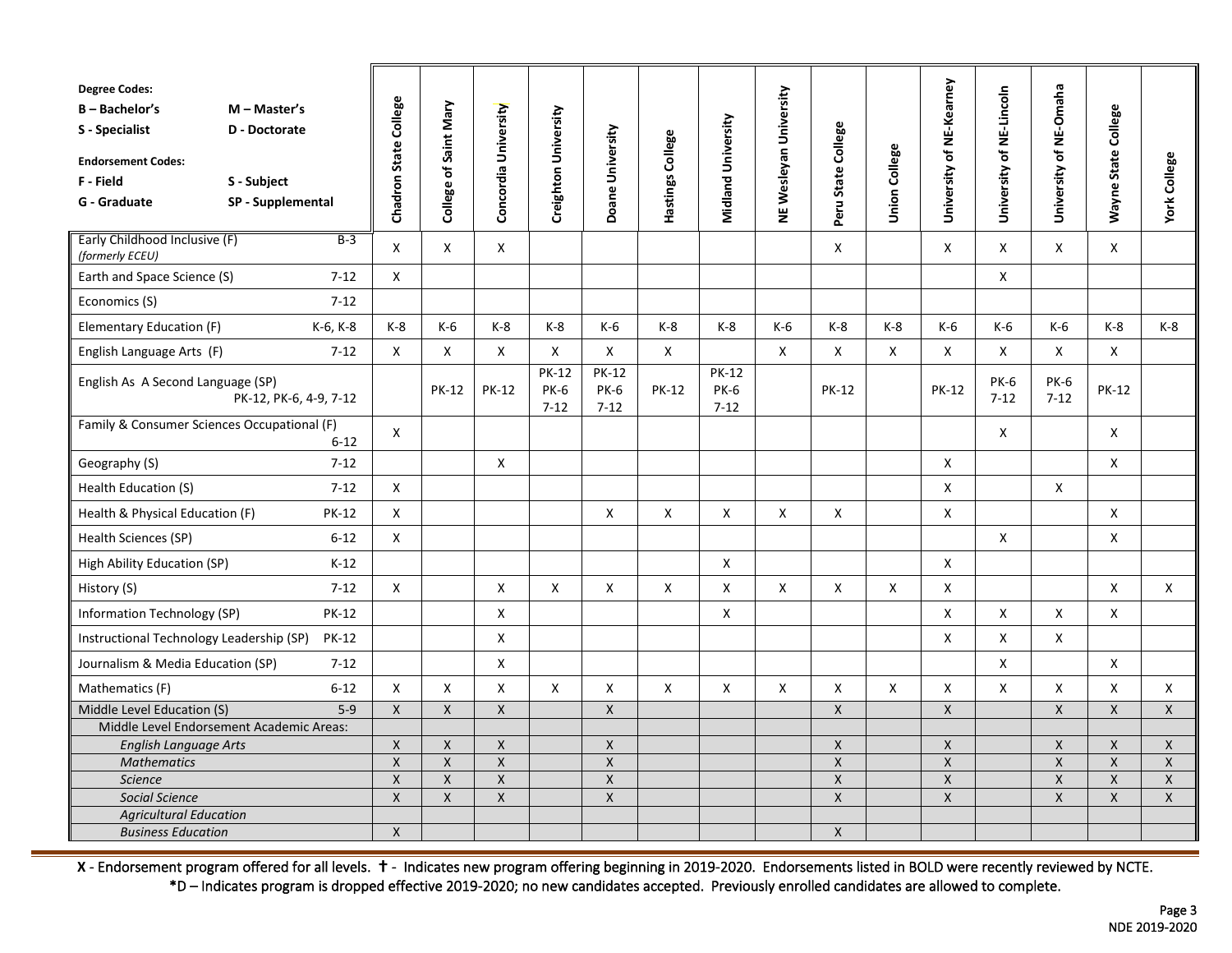| Degree Codes: B – Bachelor's, M – Master's, S - Specialist, D - Doctorate; Endorsement Codes: F - Field, S - Subject, G - Graduate, SP - Supplemental | | Chadron State College | College of Saint Mary | Concordia University | Creighton University | Doane University | Hastings College | Midland University | NE Wesleyan University | Peru State College | Union College | University of NE-Kearney | University of NE-Lincoln | University of NE-Omaha | Wayne State College | York College |
|---|---|---|---|---|---|---|---|---|---|---|---|---|---|---|---|---|
| Early Childhood Inclusive (F) *(formerly ECEU)* | B-3 | X | X | X | | | | | | X | | X | X | X | X | |
| Earth and Space Science (S) | 7-12 | X | | | | | | | | | | | X | | | |
| Economics (S) | 7-12 | | | | | | | | | | | | | | | |
| Elementary Education (F) | K-6, K-8 | K-8 | K-6 | K-8 | K-8 | K-6 | K-8 | K-8 | K-6 | K-8 | K-8 | K-6 | K-6 | K-6 | K-8 | K-8 |
| English Language Arts (F) | 7-12 | X | X | X | X | X | X | | X | X | X | X | X | X | X | |
| English As A Second Language (SP) | PK-12, PK-6, 4-9, 7-12 | | PK-12 | PK-12 | PK-12 PK-6 7-12 | PK-12 PK-6 7-12 | PK-12 | PK-12 PK-6 7-12 | | PK-12 | | PK-12 | PK-6 7-12 | PK-6 7-12 | PK-12 | |
| Family & Consumer Sciences Occupational (F) | 6-12 | X | | | | | | | | | | | X | | X | |
| Geography (S) | 7-12 | | | X | | | | | | | | X | | | X | |
| Health Education (S) | 7-12 | X | | | | | | | | | | X | | X | | |
| Health & Physical Education (F) | PK-12 | X | | | | X | X | X | X | X | | X | | | X | |
| Health Sciences (SP) | 6-12 | X | | | | | | | | | | | X | | X | |
| High Ability Education (SP) | K-12 | | | | | | | X | | | | X | | | | |
| History (S) | 7-12 | X | | X | X | X | X | X | X | X | X | X | | | X | X |
| Information Technology (SP) | PK-12 | | | X | | | | X | | | | X | X | X | X | |
| Instructional Technology Leadership (SP) | PK-12 | | | X | | | | | | | | X | X | X | | |
| Journalism & Media Education (SP) | 7-12 | | | X | | | | | | | | | X | | X | |
| Mathematics (F) | 6-12 | X | X | X | X | X | X | X | X | X | X | X | X | X | X | X |
| Middle Level Education (S) | 5-9 | X | X | X | | X | | | | X | | X | | X | X | X |
| Middle Level Endorsement Academic Areas: | | | | | | | | | | | | | | | | |
| *English Language Arts* | | X | X | X | | X | | | | X | | X | | X | X | X |
| *Mathematics* | | X | X | X | | X | | | | X | | X | | X | X | X |
| *Science* | | X | X | X | | X | | | | X | | X | | X | X | X |
| *Social Science* | | X | X | X | | X | | | | X | | X | | X | X | X |
| *Agricultural Education* | | | | | | | | | | | | | | | | |
| *Business Education* | | X | | | | | | | | X | | | | | | |

**X** - Endorsement program offered for all levels. **†** - Indicates new program offering beginning in 2019-2020. Endorsements listed in BOLD were recently reviewed by NCTE.
*D – Indicates program is dropped effective 2019-2020; no new candidates accepted. Previously enrolled candidates are allowed to complete.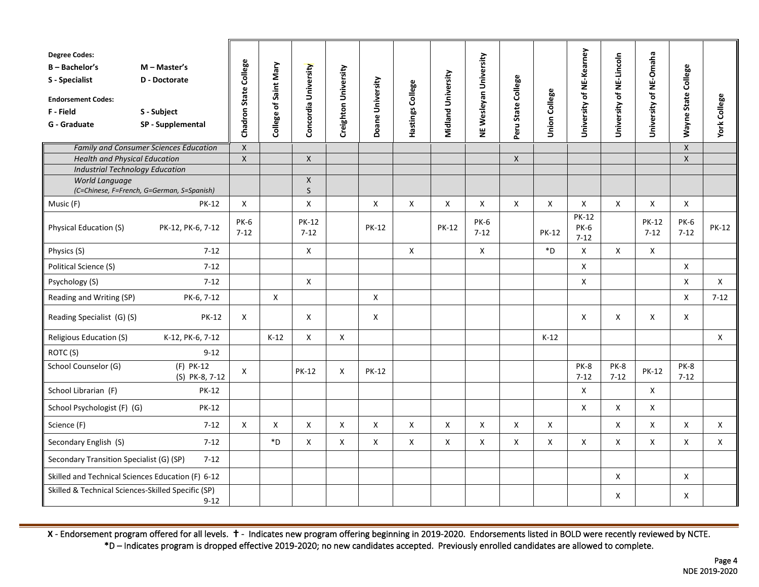| **Degree Codes:** **B – Bachelor's** **M – Master's** **S - Specialist** **D - Doctorate** **Endorsement Codes:** **F - Field** **S - Subject** **G - Graduate** **SP - Supplemental** | | Chadron State College | College of Saint Mary | Concordia University | Creighton University | Doane University | Hastings College | Midland University | NE Wesleyan University | Peru State College | Union College | University of NE-Kearney | University of NE-Lincoln | University of NE-Omaha | Wayne State College | York College |
|---|---|---|---|---|---|---|---|---|---|---|---|---|---|---|---|---|
| *Family and Consumer Sciences Education* | | X | | | | | | | | | | | | | X | |
| *Health and Physical Education* | | X | | X | | | | | | X | | | | | X | |
| *Industrial Technology Education* | | | | | | | | | | | | | | | | |
| *World Language (C=Chinese, F=French, G=German, S=Spanish)* | | | | X S | | | | | | | | | | | | |
| Music (F) | PK-12 | X | | X | | X | X | X | X | X | X | X | X | X | X | |
| Physical Education (S) | PK-12, PK-6, 7-12 | PK-6 7-12 | | PK-12 7-12 | | PK-12 | | PK-12 | PK-6 7-12 | | PK-12 | PK-12 PK-6 7-12 | | PK-12 7-12 | PK-6 7-12 | PK-12 |
| Physics (S) | 7-12 | | | X | | | X | | X | | *D | X | X | X | | |
| Political Science (S) | 7-12 | | | | | | | | | | | X | | | X | |
| Psychology (S) | 7-12 | | | X | | | | | | | | X | | | X | X |
| Reading and Writing (SP) | PK-6, 7-12 | | X | | | X | | | | | | | | | X | 7-12 |
| Reading Specialist (G) (S) | PK-12 | X | | X | | X | | | | | | X | X | X | X | |
| Religious Education (S) | K-12, PK-6, 7-12 | | K-12 | X | X | | | | | | K-12 | | | | | X |
| ROTC (S) | 9-12 | | | | | | | | | | | | | | | |
| School Counselor (G) | (F) PK-12 (S) PK-8, 7-12 | X | | PK-12 | X | PK-12 | | | | | | PK-8 7-12 | PK-8 7-12 | PK-12 | PK-8 7-12 | |
| School Librarian (F) | PK-12 | | | | | | | | | | | X | | X | | |
| School Psychologist (F) (G) | PK-12 | | | | | | | | | | | X | X | X | | |
| Science (F) | 7-12 | X | X | X | X | X | X | X | X | X | X | | X | X | X | X |
| Secondary English (S) | 7-12 | | *D | X | X | X | X | X | X | X | X | X | X | X | X | X |
| Secondary Transition Specialist (G) (SP) | 7-12 | | | | | | | | | | | | | | | |
| Skilled and Technical Sciences Education (F) | 6-12 | | | | | | | | | | | | X | | X | |
| Skilled & Technical Sciences-Skilled Specific (SP) | 9-12 | | | | | | | | | | | | X | | X | |

**X** - Endorsement program offered for all levels. **†** - Indicates new program offering beginning in 2019-2020. Endorsements listed in BOLD were recently reviewed by NCTE.
***D** – Indicates program is dropped effective 2019-2020; no new candidates accepted. Previously enrolled candidates are allowed to complete.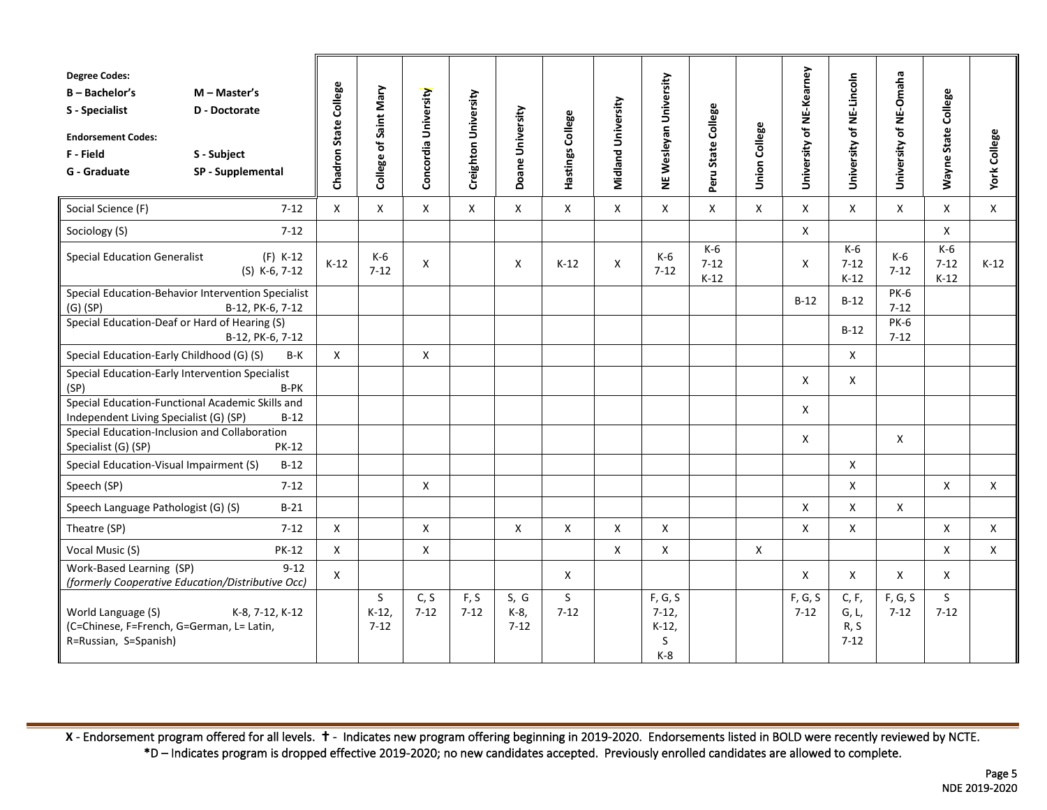| Degree Codes: B – Bachelor's, M – Master's, S - Specialist, D - Doctorate<br>Endorsement Codes: F - Field, S - Subject, G - Graduate, SP - Supplemental | | Chadron State College | College of Saint Mary | Concordia University | Creighton University | Doane University | Hastings College | Midland University | NE Wesleyan University | Peru State College | Union College | University of NE-Kearney | University of NE-Lincoln | University of NE-Omaha | Wayne State College | York College |
|---|---|---|---|---|---|---|---|---|---|---|---|---|---|---|---|---|
| Social Science (F) | 7-12 | X | X | X | X | X | X | X | X | X | X | X | X | X | X | X |
| Sociology (S) | 7-12 | | | | | | | | | | | X | | | X | |
| Special Education Generalist | (F) K-12<br>(S) K-6, 7-12 | K-12 | K-6<br>7-12 | X | | X | K-12 | X | K-6<br>7-12 | K-6<br>7-12<br>K-12 | | X | K-6<br>7-12<br>K-12 | K-6<br>7-12 | K-6<br>7-12<br>K-12 | K-12 |
| Special Education-Behavior Intervention Specialist (G) (SP) | B-12, PK-6, 7-12 | | | | | | | | | | | B-12 | B-12 | PK-6<br>7-12 | | |
| Special Education-Deaf or Hard of Hearing (S) | B-12, PK-6, 7-12 | | | | | | | | | | | | B-12 | PK-6<br>7-12 | | |
| Special Education-Early Childhood (G) (S) | B-K | X | | X | | | | | | | | | X | | | |
| Special Education-Early Intervention Specialist (SP) | B-PK | | | | | | | | | | | X | X | | | |
| Special Education-Functional Academic Skills and Independent Living Specialist (G) (SP) | B-12 | | | | | | | | | | | X | | | | |
| Special Education-Inclusion and Collaboration Specialist (G) (SP) | PK-12 | | | | | | | | | | | X | | X | | |
| Special Education-Visual Impairment (S) | B-12 | | | | | | | | | | | | X | | | |
| Speech (SP) | 7-12 | | | X | | | | | | | | | X | | X | X |
| Speech Language Pathologist (G) (S) | B-21 | | | | | | | | | | | X | X | X | | |
| Theatre (SP) | 7-12 | X | | X | | X | X | X | X | | | X | X | | X | X |
| Vocal Music (S) | PK-12 | X | | X | | | | X | X | | X | | | | X | X |
| Work-Based Learning (SP)<br>*(formerly Cooperative Education/Distributive Occ)* | 9-12 | X | | | | | X | | | | | X | X | X | X | |
| World Language (S)<br>(C=Chinese, F=French, G=German, L= Latin, R=Russian, S=Spanish) | K-8, 7-12, K-12 | | S<br>K-12,<br>7-12 | C, S<br>7-12 | F, S<br>7-12 | S, G<br>K-8,<br>7-12 | S<br>7-12 | | F, G, S<br>7-12,<br>K-12,<br>S<br>K-8 | | | F, G, S<br>7-12 | C, F,<br>G, L,<br>R, S<br>7-12 | F, G, S<br>7-12 | S<br>7-12 | |

**X** - Endorsement program offered for all levels. **†** - Indicates new program offering beginning in 2019-2020. Endorsements listed in BOLD were recently reviewed by NCTE.
**\***D – Indicates program is dropped effective 2019-2020; no new candidates accepted. Previously enrolled candidates are allowed to complete.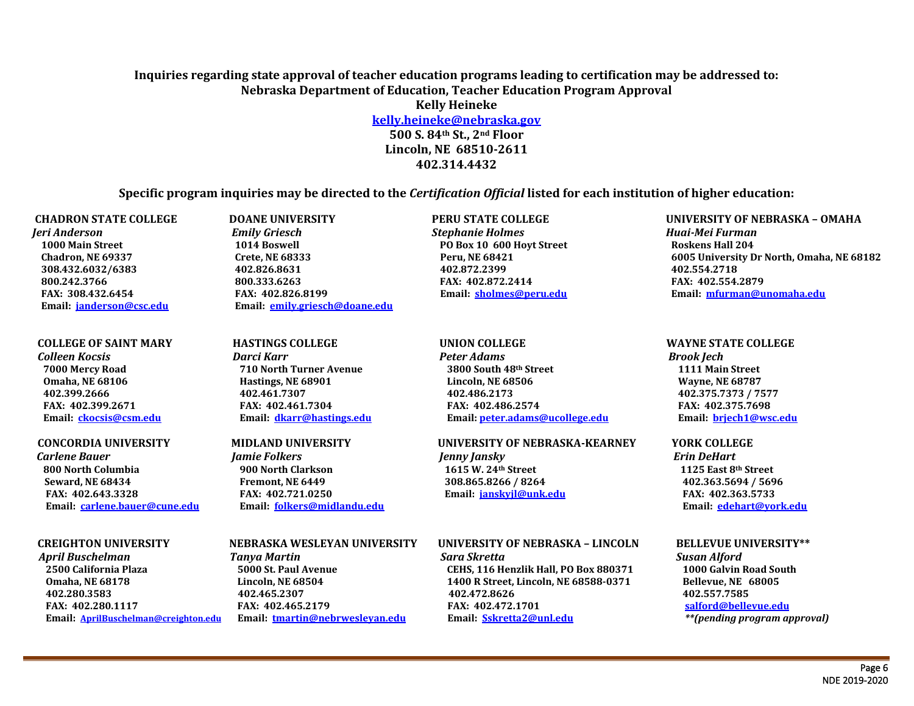**Inquiries regarding state approval of teacher education programs leading to certification may be addressed to:**
**Nebraska Department of Education, Teacher Education Program Approval**
**Kelly Heineke**
**kelly.heineke@nebraska.gov**
**500 S. 84th St., 2nd Floor**
**Lincoln, NE 68510-2611**
**402.314.4432**

**Specific program inquiries may be directed to the *Certification Official* listed for each institution of higher education:**

**CHADRON STATE COLLEGE**
***Jeri Anderson***
**1000 Main Street**
**Chadron, NE 69337**
**308.432.6032/6383**
**800.242.3766**
**FAX: 308.432.6454**
**Email: janderson@csc.edu**

**COLLEGE OF SAINT MARY**
***Colleen Kocsis***
**7000 Mercy Road**
**Omaha, NE 68106**
**402.399.2666**
**FAX: 402.399.2671**
**Email: ckocsis@csm.edu**

**CONCORDIA UNIVERSITY**
***Carlene Bauer***
**800 North Columbia**
**Seward, NE 68434**
**FAX: 402.643.3328**
**Email: carlene.bauer@cune.edu**

**CREIGHTON UNIVERSITY**
***April Buschelman***
**2500 California Plaza**
**Omaha, NE 68178**
**402.280.3583**
**FAX: 402.280.1117**
**Email: AprilBuschelman@creighton.edu**

**DOANE UNIVERSITY**
***Emily Griesch***
**1014 Boswell**
**Crete, NE 68333**
**402.826.8631**
**800.333.6263**
**FAX: 402.826.8199**
**Email: emily.griesch@doane.edu**

**HASTINGS COLLEGE**
***Darci Karr***
**710 North Turner Avenue**
**Hastings, NE 68901**
**402.461.7307**
**FAX: 402.461.7304**
**Email: dkarr@hastings.edu**

**MIDLAND UNIVERSITY**
***Jamie Folkers***
**900 North Clarkson**
**Fremont, NE 6449**
**FAX: 402.721.0250**
**Email: folkers@midlandu.edu**

**NEBRASKA WESLEYAN UNIVERSITY**
***Tanya Martin***
**5000 St. Paul Avenue**
**Lincoln, NE 68504**
**402.465.2307**
**FAX: 402.465.2179**
**Email: tmartin@nebrwesleyan.edu**

**PERU STATE COLLEGE**
***Stephanie Holmes***
**PO Box 10 600 Hoyt Street**
**Peru, NE 68421**
**402.872.2399**
**FAX: 402.872.2414**
**Email: sholmes@peru.edu**

**UNION COLLEGE**
***Peter Adams***
**3800 South 48th Street**
**Lincoln, NE 68506**
**402.486.2173**
**FAX: 402.486.2574**
**Email: peter.adams@ucollege.edu**

**UNIVERSITY OF NEBRASKA-KEARNEY**
***Jenny Jansky***
**1615 W. 24th Street**
**308.865.8266 / 8264**
**Email: janskyjl@unk.edu**

**UNIVERSITY OF NEBRASKA – LINCOLN**
***Sara Skretta***
**CEHS, 116 Henzlik Hall, PO Box 880371**
**1400 R Street, Lincoln, NE 68588-0371**
**402.472.8626**
**FAX: 402.472.1701**
**Email: Sskretta2@unl.edu**

**UNIVERSITY OF NEBRASKA – OMAHA**
***Huai-Mei Furman***
**Roskens Hall 204**
**6005 University Dr North, Omaha, NE 68182**
**402.554.2718**
**FAX: 402.554.2879**
**Email: mfurman@unomaha.edu**

**WAYNE STATE COLLEGE**
***Brook Jech***
**1111 Main Street**
**Wayne, NE 68787**
**402.375.7373 / 7577**
**FAX: 402.375.7698**
**Email: brjech1@wsc.edu**

**YORK COLLEGE**
***Erin DeHart***
**1125 East 8th Street**
**402.363.5694 / 5696**
**FAX: 402.363.5733**
**Email: edehart@york.edu**

**BELLEVUE UNIVERSITY****
***Susan Alford***
**1000 Galvin Road South**
**Bellevue, NE 68005**
**402.557.7585**
**salford@bellevue.edu**
***\*\*(pending program approval)***